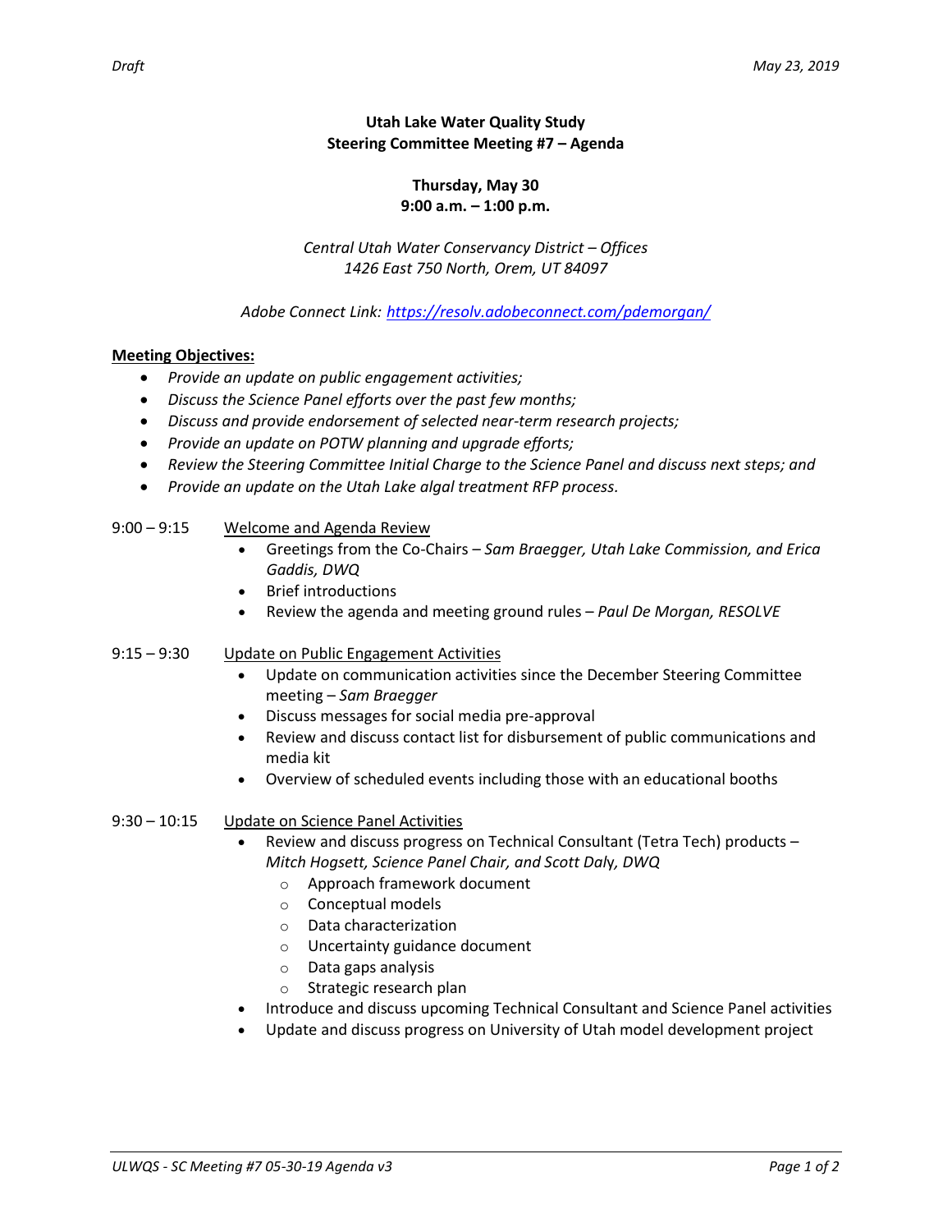*Draft* *May 23, 2019*

**Utah Lake Water Quality Study**
**Steering Committee Meeting #7 – Agenda**

**Thursday, May 30**
**9:00 a.m. – 1:00 p.m.**

*Central Utah Water Conservancy District – Offices*
*1426 East 750 North, Orem, UT 84097*

*Adobe Connect Link: [https://resolv.adobeconnect.com/pdemorgan/](https://resolv.adobeconnect.com/pdemorgan/)*

**Meeting Objectives:**

- *Provide an update on public engagement activities;*
- *Discuss the Science Panel efforts over the past few months;*
- *Discuss and provide endorsement of selected near-term research projects;*
- *Provide an update on POTW planning and upgrade efforts;*
- *Review the Steering Committee Initial Charge to the Science Panel and discuss next steps; and*
- *Provide an update on the Utah Lake algal treatment RFP process.*

9:00 – 9:15 Welcome and Agenda Review

- Greetings from the Co-Chairs – *Sam Braegger, Utah Lake Commission, and Erica Gaddis, DWQ*
- Brief introductions
- Review the agenda and meeting ground rules – *Paul De Morgan, RESOLVE*

9:15 – 9:30 Update on Public Engagement Activities

- Update on communication activities since the December Steering Committee meeting – *Sam Braegger*
- Discuss messages for social media pre-approval
- Review and discuss contact list for disbursement of public communications and media kit
- Overview of scheduled events including those with an educational booths

9:30 – 10:15 Update on Science Panel Activities

- Review and discuss progress on Technical Consultant (Tetra Tech) products – *Mitch Hogsett, Science Panel Chair, and Scott Daly, DWQ*
  - Approach framework document
  - Conceptual models
  - Data characterization
  - Uncertainty guidance document
  - Data gaps analysis
  - Strategic research plan
- Introduce and discuss upcoming Technical Consultant and Science Panel activities
- Update and discuss progress on University of Utah model development project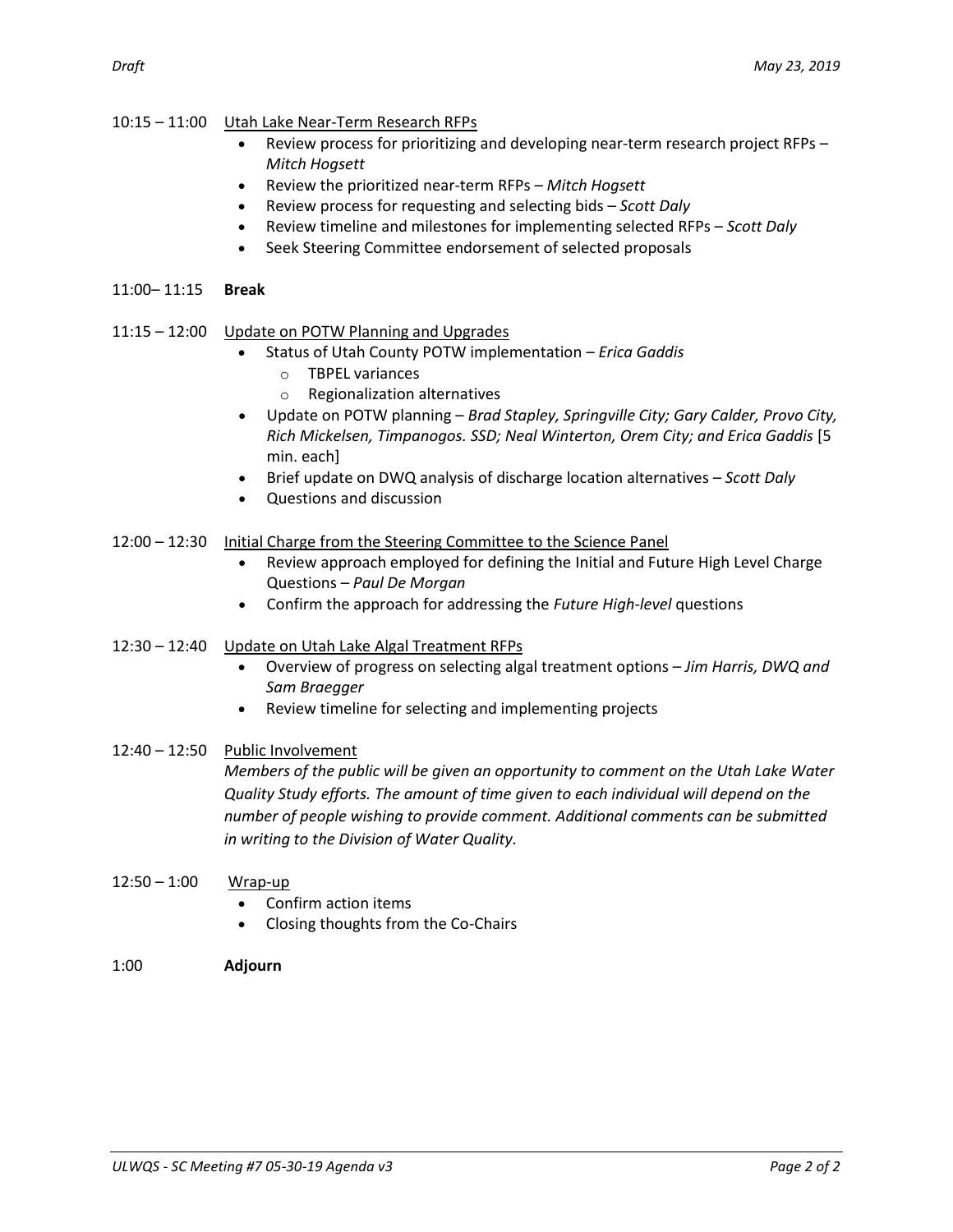10:15 – 11:00 Utah Lake Near-Term Research RFPs

- Review process for prioritizing and developing near-term research project RFPs – *Mitch Hogsett*
- Review the prioritized near-term RFPs – *Mitch Hogsett*
- Review process for requesting and selecting bids – *Scott Daly*
- Review timeline and milestones for implementing selected RFPs – *Scott Daly*
- Seek Steering Committee endorsement of selected proposals

11:00– 11:15 **Break**

11:15 – 12:00 Update on POTW Planning and Upgrades

- Status of Utah County POTW implementation – *Erica Gaddis*
  - TBPEL variances
  - Regionalization alternatives
- Update on POTW planning – *Brad Stapley, Springville City; Gary Calder, Provo City, Rich Mickelsen, Timpanogos. SSD; Neal Winterton, Orem City; and Erica Gaddis* [5 min. each]
- Brief update on DWQ analysis of discharge location alternatives – *Scott Daly*
- Questions and discussion

12:00 – 12:30 Initial Charge from the Steering Committee to the Science Panel

- Review approach employed for defining the Initial and Future High Level Charge Questions – *Paul De Morgan*
- Confirm the approach for addressing the *Future High-level* questions

12:30 – 12:40 Update on Utah Lake Algal Treatment RFPs

- Overview of progress on selecting algal treatment options – *Jim Harris, DWQ and Sam Braegger*
- Review timeline for selecting and implementing projects

12:40 – 12:50 Public Involvement

*Members of the public will be given an opportunity to comment on the Utah Lake Water Quality Study efforts. The amount of time given to each individual will depend on the number of people wishing to provide comment. Additional comments can be submitted in writing to the Division of Water Quality.*

12:50 – 1:00 Wrap-up

- Confirm action items
- Closing thoughts from the Co-Chairs

1:00 **Adjourn**